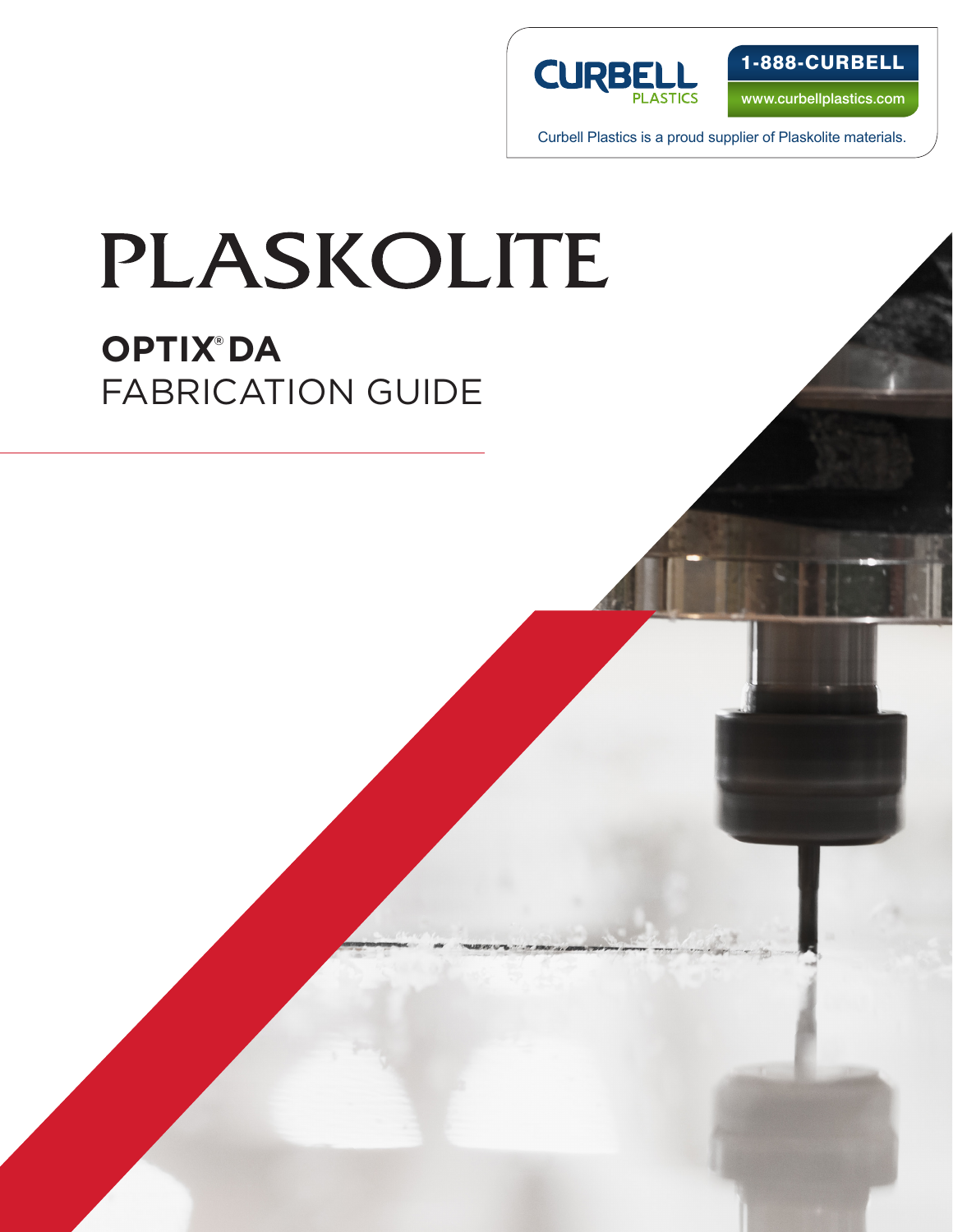CURBELL PLASTICS

1-888-CURBELL

www.curbellplastics.com

Curbell Plastics is a proud supplier of Plaskolite materials.

# PLASKOLITE

## OPTIX® DA FABRICATION GUIDE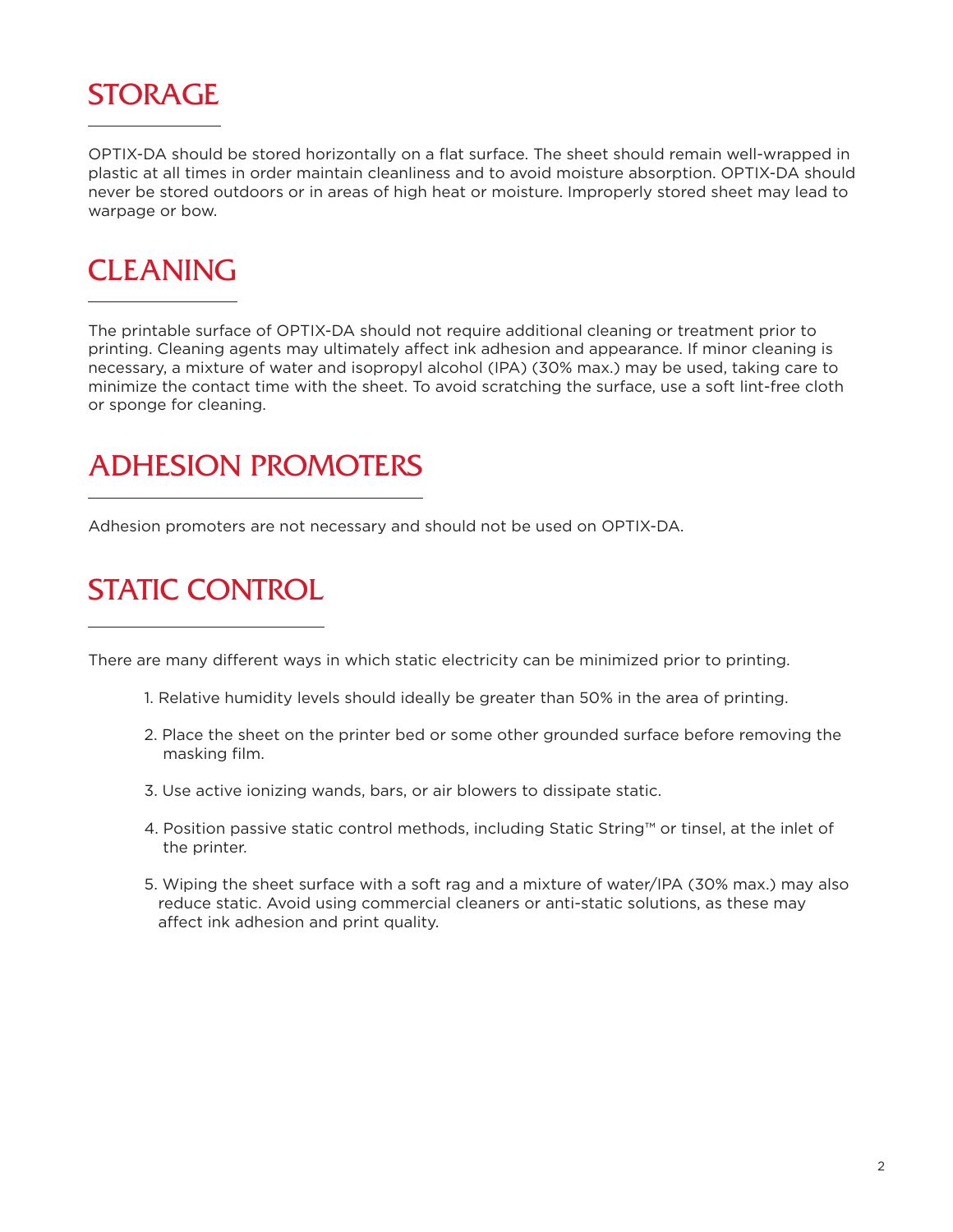## STORAGE

OPTIX-DA should be stored horizontally on a flat surface. The sheet should remain well-wrapped in plastic at all times in order maintain cleanliness and to avoid moisture absorption. OPTIX-DA should never be stored outdoors or in areas of high heat or moisture. Improperly stored sheet may lead to warpage or bow.

## CLEANING

The printable surface of OPTIX-DA should not require additional cleaning or treatment prior to printing. Cleaning agents may ultimately affect ink adhesion and appearance. If minor cleaning is necessary, a mixture of water and isopropyl alcohol (IPA) (30% max.) may be used, taking care to minimize the contact time with the sheet. To avoid scratching the surface, use a soft lint-free cloth or sponge for cleaning.

## ADHESION PROMOTERS

Adhesion promoters are not necessary and should not be used on OPTIX-DA.

## STATIC CONTROL

There are many different ways in which static electricity can be minimized prior to printing.

1. Relative humidity levels should ideally be greater than 50% in the area of printing.
2. Place the sheet on the printer bed or some other grounded surface before removing the masking film.
3. Use active ionizing wands, bars, or air blowers to dissipate static.
4. Position passive static control methods, including Static String™ or tinsel, at the inlet of the printer.
5. Wiping the sheet surface with a soft rag and a mixture of water/IPA (30% max.) may also reduce static. Avoid using commercial cleaners or anti-static solutions, as these may affect ink adhesion and print quality.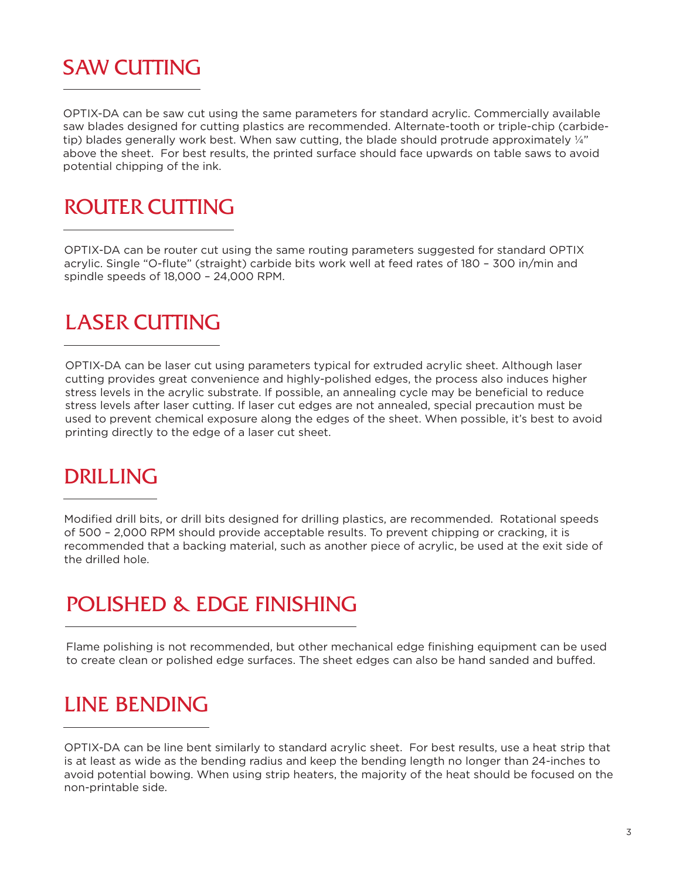## SAW CUTTING

OPTIX-DA can be saw cut using the same parameters for standard acrylic. Commercially available saw blades designed for cutting plastics are recommended. Alternate-tooth or triple-chip (carbide-tip) blades generally work best. When saw cutting, the blade should protrude approximately ¼" above the sheet. For best results, the printed surface should face upwards on table saws to avoid potential chipping of the ink.

## ROUTER CUTTING

OPTIX-DA can be router cut using the same routing parameters suggested for standard OPTIX acrylic. Single "O-flute" (straight) carbide bits work well at feed rates of 180 – 300 in/min and spindle speeds of 18,000 – 24,000 RPM.

## LASER CUTTING

OPTIX-DA can be laser cut using parameters typical for extruded acrylic sheet. Although laser cutting provides great convenience and highly-polished edges, the process also induces higher stress levels in the acrylic substrate. If possible, an annealing cycle may be beneficial to reduce stress levels after laser cutting. If laser cut edges are not annealed, special precaution must be used to prevent chemical exposure along the edges of the sheet. When possible, it's best to avoid printing directly to the edge of a laser cut sheet.

## DRILLING

Modified drill bits, or drill bits designed for drilling plastics, are recommended. Rotational speeds of 500 – 2,000 RPM should provide acceptable results. To prevent chipping or cracking, it is recommended that a backing material, such as another piece of acrylic, be used at the exit side of the drilled hole.

## POLISHED & EDGE FINISHING

Flame polishing is not recommended, but other mechanical edge finishing equipment can be used to create clean or polished edge surfaces. The sheet edges can also be hand sanded and buffed.

## LINE BENDING

OPTIX-DA can be line bent similarly to standard acrylic sheet. For best results, use a heat strip that is at least as wide as the bending radius and keep the bending length no longer than 24-inches to avoid potential bowing. When using strip heaters, the majority of the heat should be focused on the non-printable side.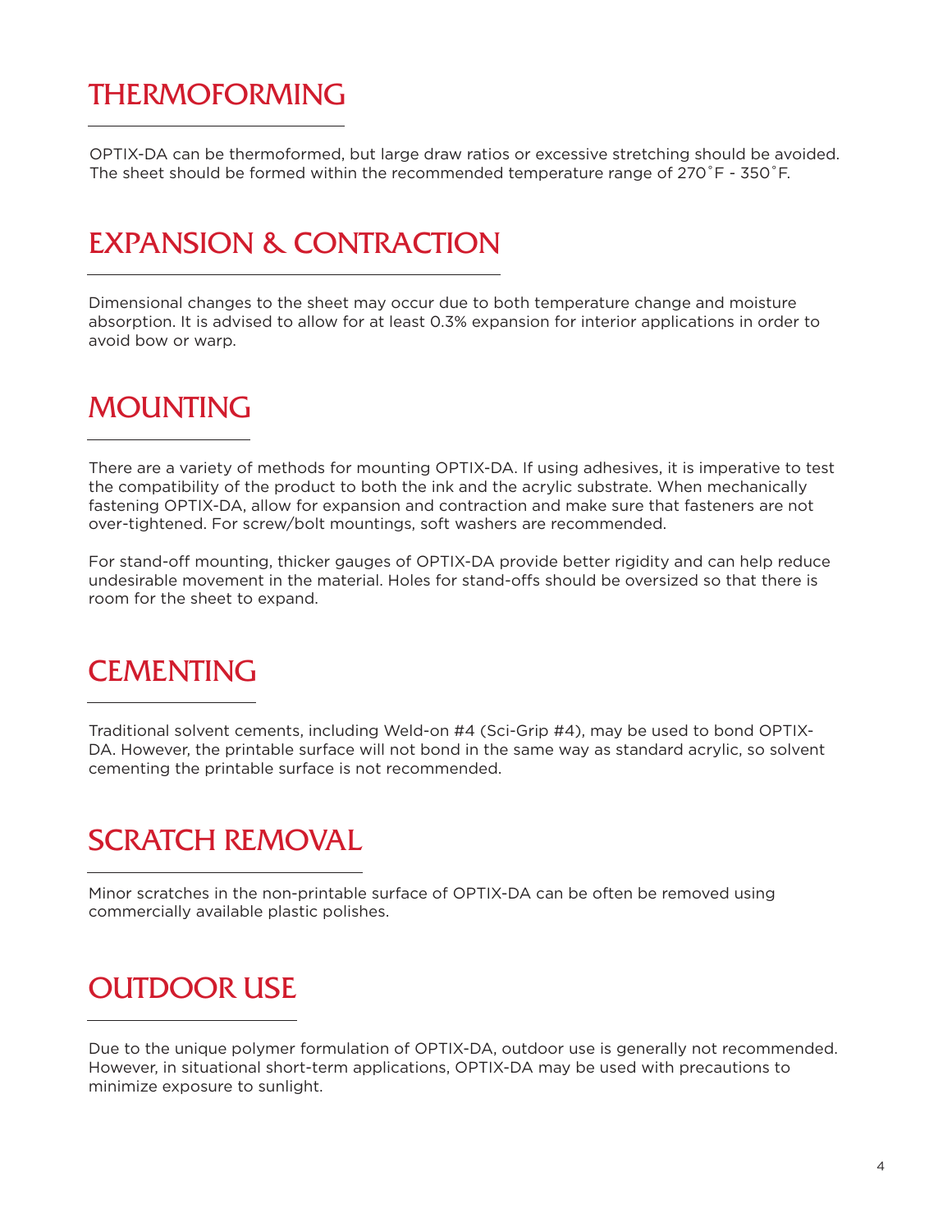## THERMOFORMING

OPTIX-DA can be thermoformed, but large draw ratios or excessive stretching should be avoided. The sheet should be formed within the recommended temperature range of 270˚F - 350˚F.

## EXPANSION & CONTRACTION

Dimensional changes to the sheet may occur due to both temperature change and moisture absorption. It is advised to allow for at least 0.3% expansion for interior applications in order to avoid bow or warp.

## MOUNTING

There are a variety of methods for mounting OPTIX-DA. If using adhesives, it is imperative to test the compatibility of the product to both the ink and the acrylic substrate. When mechanically fastening OPTIX-DA, allow for expansion and contraction and make sure that fasteners are not over-tightened. For screw/bolt mountings, soft washers are recommended.

For stand-off mounting, thicker gauges of OPTIX-DA provide better rigidity and can help reduce undesirable movement in the material. Holes for stand-offs should be oversized so that there is room for the sheet to expand.

## CEMENTING

Traditional solvent cements, including Weld-on #4 (Sci-Grip #4), may be used to bond OPTIX-DA. However, the printable surface will not bond in the same way as standard acrylic, so solvent cementing the printable surface is not recommended.

## SCRATCH REMOVAL

Minor scratches in the non-printable surface of OPTIX-DA can be often be removed using commercially available plastic polishes.

## OUTDOOR USE

Due to the unique polymer formulation of OPTIX-DA, outdoor use is generally not recommended. However, in situational short-term applications, OPTIX-DA may be used with precautions to minimize exposure to sunlight.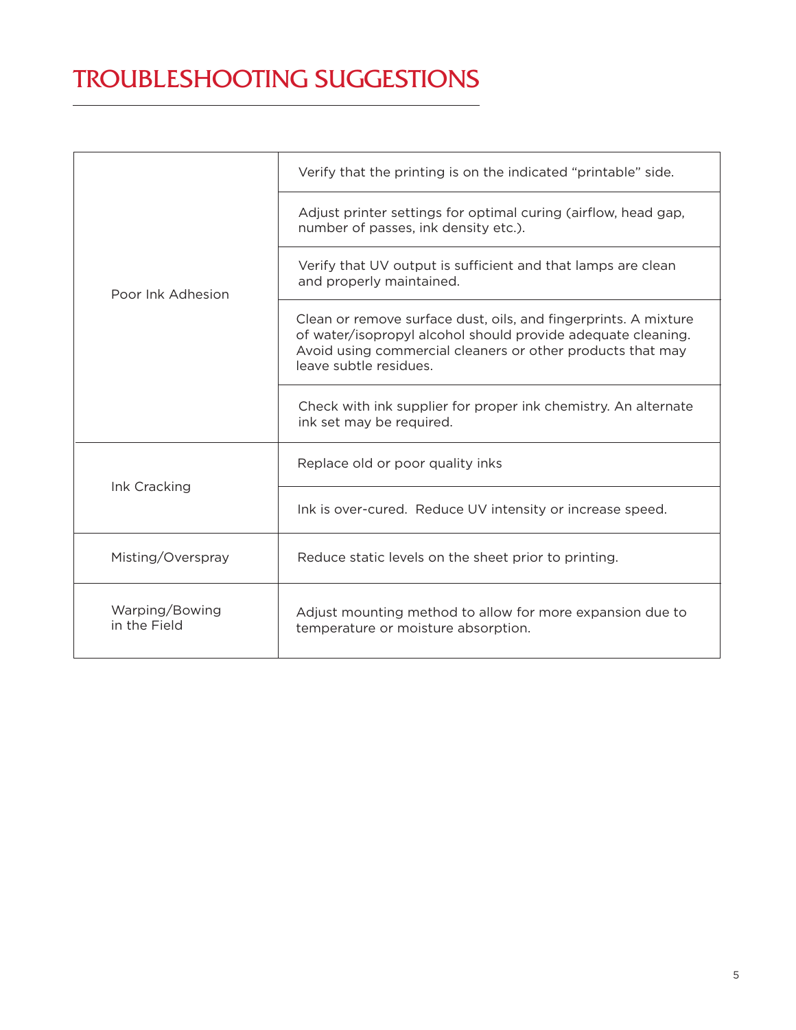# TROUBLESHOOTING SUGGESTIONS

| | |
|---|---|
| Poor Ink Adhesion | Verify that the printing is on the indicated "printable" side. |
| | Adjust printer settings for optimal curing (airflow, head gap, number of passes, ink density etc.). |
| | Verify that UV output is sufficient and that lamps are clean and properly maintained. |
| | Clean or remove surface dust, oils, and fingerprints. A mixture of water/isopropyl alcohol should provide adequate cleaning. Avoid using commercial cleaners or other products that may leave subtle residues. |
| | Check with ink supplier for proper ink chemistry. An alternate ink set may be required. |
| Ink Cracking | Replace old or poor quality inks |
| | Ink is over-cured. Reduce UV intensity or increase speed. |
| Misting/Overspray | Reduce static levels on the sheet prior to printing. |
| Warping/Bowing in the Field | Adjust mounting method to allow for more expansion due to temperature or moisture absorption. |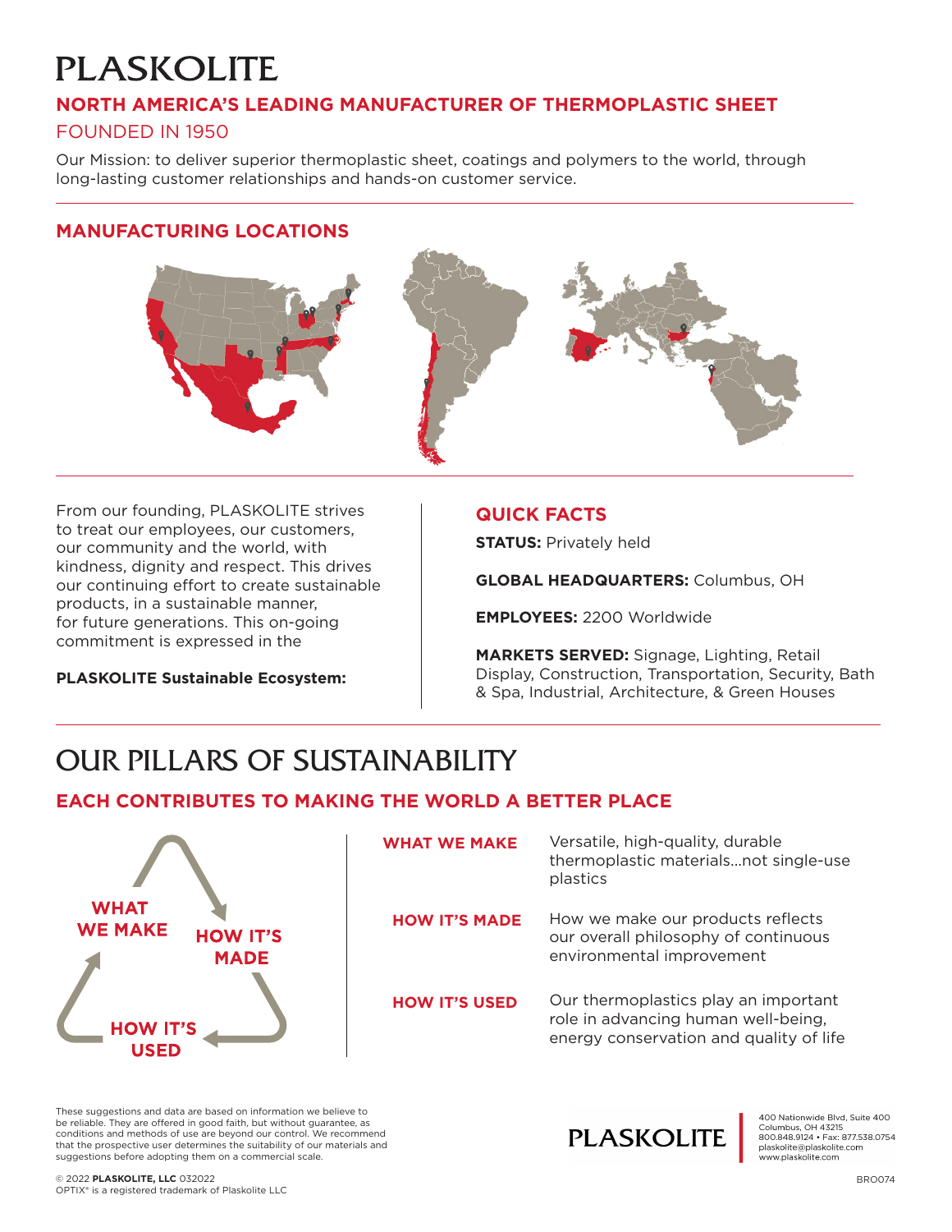# PLASKOLITE

## NORTH AMERICA'S LEADING MANUFACTURER OF THERMOPLASTIC SHEET

FOUNDED IN 1950

Our Mission: to deliver superior thermoplastic sheet, coatings and polymers to the world, through long-lasting customer relationships and hands-on customer service.

## MANUFACTURING LOCATIONS

From our founding, PLASKOLITE strives to treat our employees, our customers, our community and the world, with kindness, dignity and respect. This drives our continuing effort to create sustainable products, in a sustainable manner, for future generations. This on-going commitment is expressed in the

**PLASKOLITE Sustainable Ecosystem:**

## QUICK FACTS

**STATUS:** Privately held

**GLOBAL HEADQUARTERS:** Columbus, OH

**EMPLOYEES:** 2200 Worldwide

**MARKETS SERVED:** Signage, Lighting, Retail Display, Construction, Transportation, Security, Bath & Spa, Industrial, Architecture, & Green Houses

# OUR PILLARS OF SUSTAINABILITY

## EACH CONTRIBUTES TO MAKING THE WORLD A BETTER PLACE

WHAT WE MAKE

HOW IT'S MADE

HOW IT'S USED

| | |
|---|---|
| **WHAT WE MAKE** | Versatile, high-quality, durable thermoplastic materials...not single-use plastics |
| **HOW IT'S MADE** | How we make our products reflects our overall philosophy of continuous environmental improvement |
| **HOW IT'S USED** | Our thermoplastics play an important role in advancing human well-being, energy conservation and quality of life |

These suggestions and data are based on information we believe to be reliable. They are offered in good faith, but without guarantee, as conditions and methods of use are beyond our control. We recommend that the prospective user determines the suitability of our materials and suggestions before adopting them on a commercial scale.

PLASKOLITE

400 Nationwide Blvd, Suite 400
Columbus, OH 43215
800.848.9124 • Fax: 877.538.0754
plaskolite@plaskolite.com
www.plaskolite.com

© 2022 **PLASKOLITE, LLC** 032022
OPTIX® is a registered trademark of Plaskolite LLC

BRO074